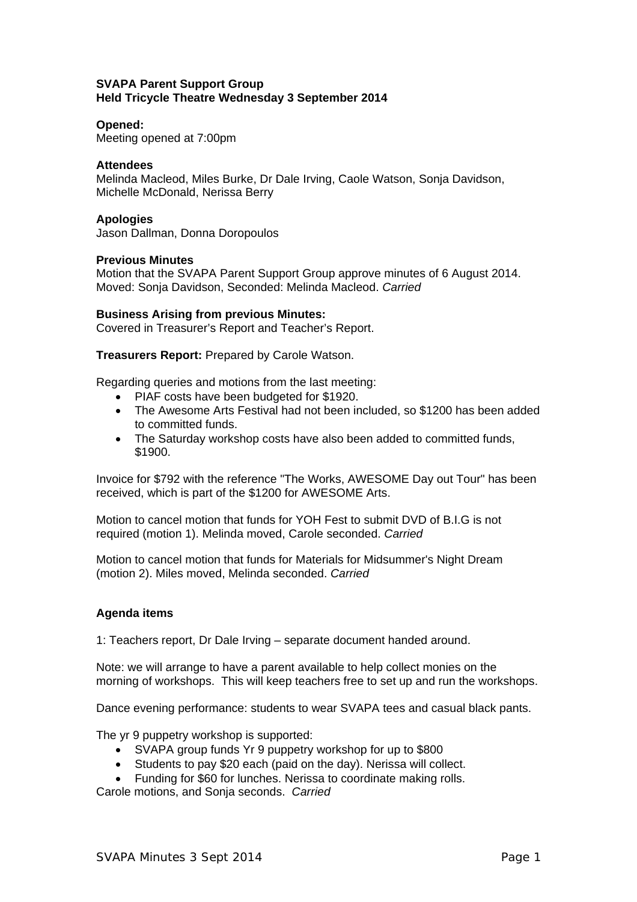**SVAPA Parent Support Group**
**Held Tricycle Theatre Wednesday 3 September 2014**

**Opened:**
Meeting opened at 7:00pm

**Attendees**
Melinda Macleod, Miles Burke, Dr Dale Irving, Caole Watson, Sonja Davidson, Michelle McDonald, Nerissa Berry

**Apologies**
Jason Dallman, Donna Doropoulos

**Previous Minutes**
Motion that the SVAPA Parent Support Group approve minutes of 6 August 2014. Moved: Sonja Davidson, Seconded: Melinda Macleod. *Carried*

**Business Arising from previous Minutes:**
Covered in Treasurer's Report and Teacher's Report.

**Treasurers Report:** Prepared by Carole Watson.

Regarding queries and motions from the last meeting:

- PIAF costs have been budgeted for $1920.
- The Awesome Arts Festival had not been included, so $1200 has been added to committed funds.
- The Saturday workshop costs have also been added to committed funds, $1900.

Invoice for $792 with the reference "The Works, AWESOME Day out Tour" has been received, which is part of the $1200 for AWESOME Arts.

Motion to cancel motion that funds for YOH Fest to submit DVD of B.I.G is not required (motion 1). Melinda moved, Carole seconded. *Carried*

Motion to cancel motion that funds for Materials for Midsummer's Night Dream (motion 2). Miles moved, Melinda seconded. *Carried*

**Agenda items**

1: Teachers report, Dr Dale Irving – separate document handed around.

Note: we will arrange to have a parent available to help collect monies on the morning of workshops. This will keep teachers free to set up and run the workshops.

Dance evening performance: students to wear SVAPA tees and casual black pants.

The yr 9 puppetry workshop is supported:

- SVAPA group funds Yr 9 puppetry workshop for up to $800
- Students to pay $20 each (paid on the day). Nerissa will collect.
- Funding for $60 for lunches. Nerissa to coordinate making rolls.

Carole motions, and Sonja seconds. *Carried*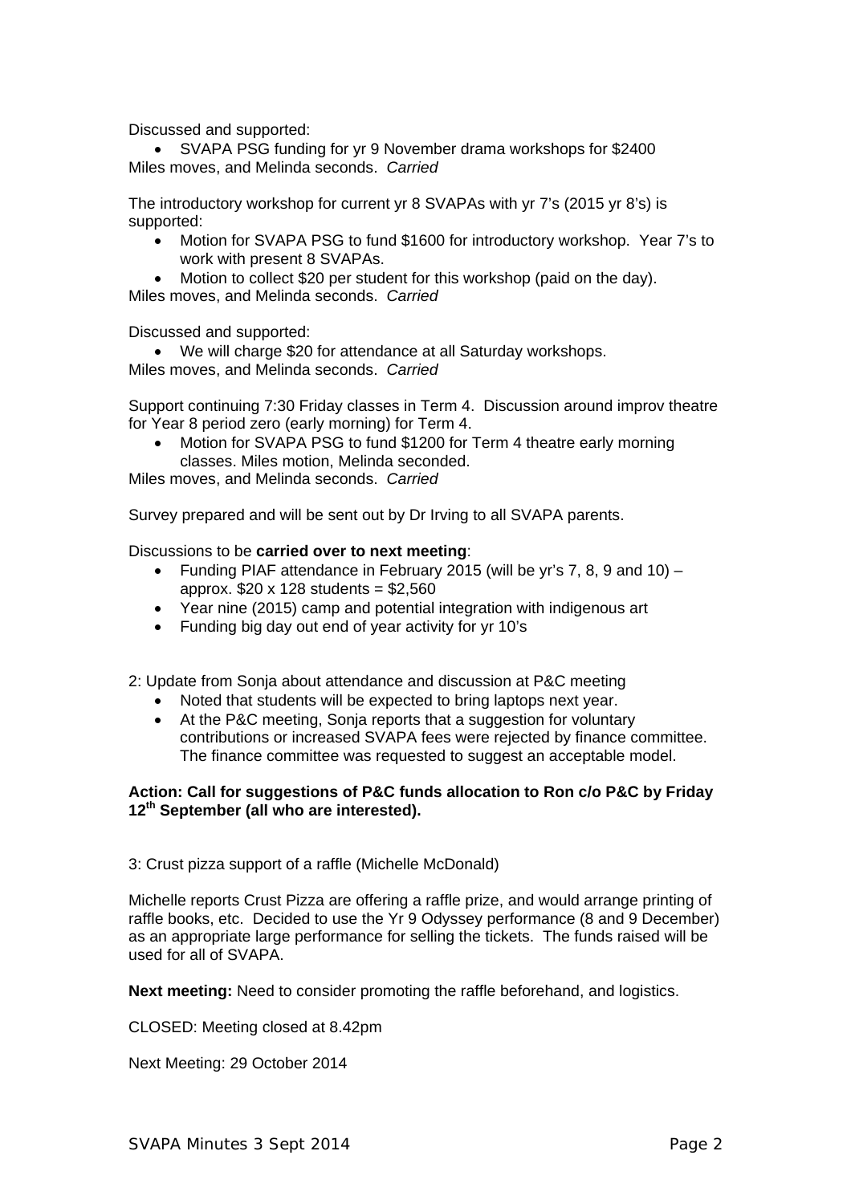Discussed and supported:

- SVAPA PSG funding for yr 9 November drama workshops for $2400

Miles moves, and Melinda seconds. *Carried*

The introductory workshop for current yr 8 SVAPAs with yr 7's (2015 yr 8's) is supported:

- Motion for SVAPA PSG to fund $1600 for introductory workshop. Year 7's to work with present 8 SVAPAs.
- Motion to collect $20 per student for this workshop (paid on the day).

Miles moves, and Melinda seconds. *Carried*

Discussed and supported:

- We will charge $20 for attendance at all Saturday workshops.

Miles moves, and Melinda seconds. *Carried*

Support continuing 7:30 Friday classes in Term 4. Discussion around improv theatre for Year 8 period zero (early morning) for Term 4.

- Motion for SVAPA PSG to fund $1200 for Term 4 theatre early morning classes. Miles motion, Melinda seconded.

Miles moves, and Melinda seconds. *Carried*

Survey prepared and will be sent out by Dr Irving to all SVAPA parents.

Discussions to be **carried over to next meeting**:

- Funding PIAF attendance in February 2015 (will be yr's 7, 8, 9 and 10) – approx. $20 x 128 students = $2,560
- Year nine (2015) camp and potential integration with indigenous art
- Funding big day out end of year activity for yr 10's

2: Update from Sonja about attendance and discussion at P&C meeting

- Noted that students will be expected to bring laptops next year.
- At the P&C meeting, Sonja reports that a suggestion for voluntary contributions or increased SVAPA fees were rejected by finance committee. The finance committee was requested to suggest an acceptable model.

**Action: Call for suggestions of P&C funds allocation to Ron c/o P&C by Friday 12th September (all who are interested).**

3: Crust pizza support of a raffle (Michelle McDonald)

Michelle reports Crust Pizza are offering a raffle prize, and would arrange printing of raffle books, etc. Decided to use the Yr 9 Odyssey performance (8 and 9 December) as an appropriate large performance for selling the tickets. The funds raised will be used for all of SVAPA.

**Next meeting:** Need to consider promoting the raffle beforehand, and logistics.

CLOSED: Meeting closed at 8.42pm

Next Meeting: 29 October 2014